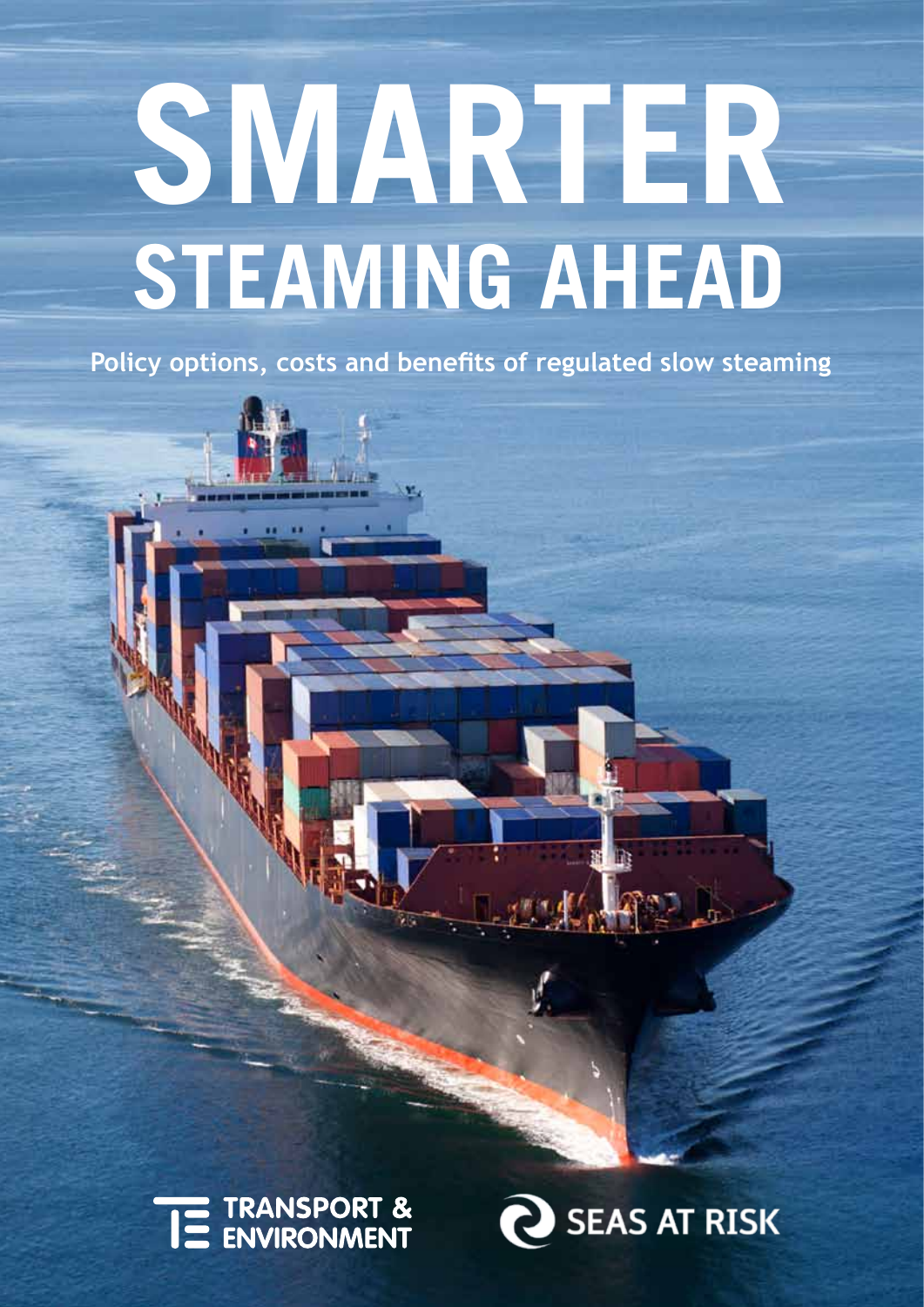# SMARTER STEAMING AHEAD

**Policy options, costs and benefits of regulated slow steaming**

TRANSPORT & ENVIRONMENT

SEAS AT RISK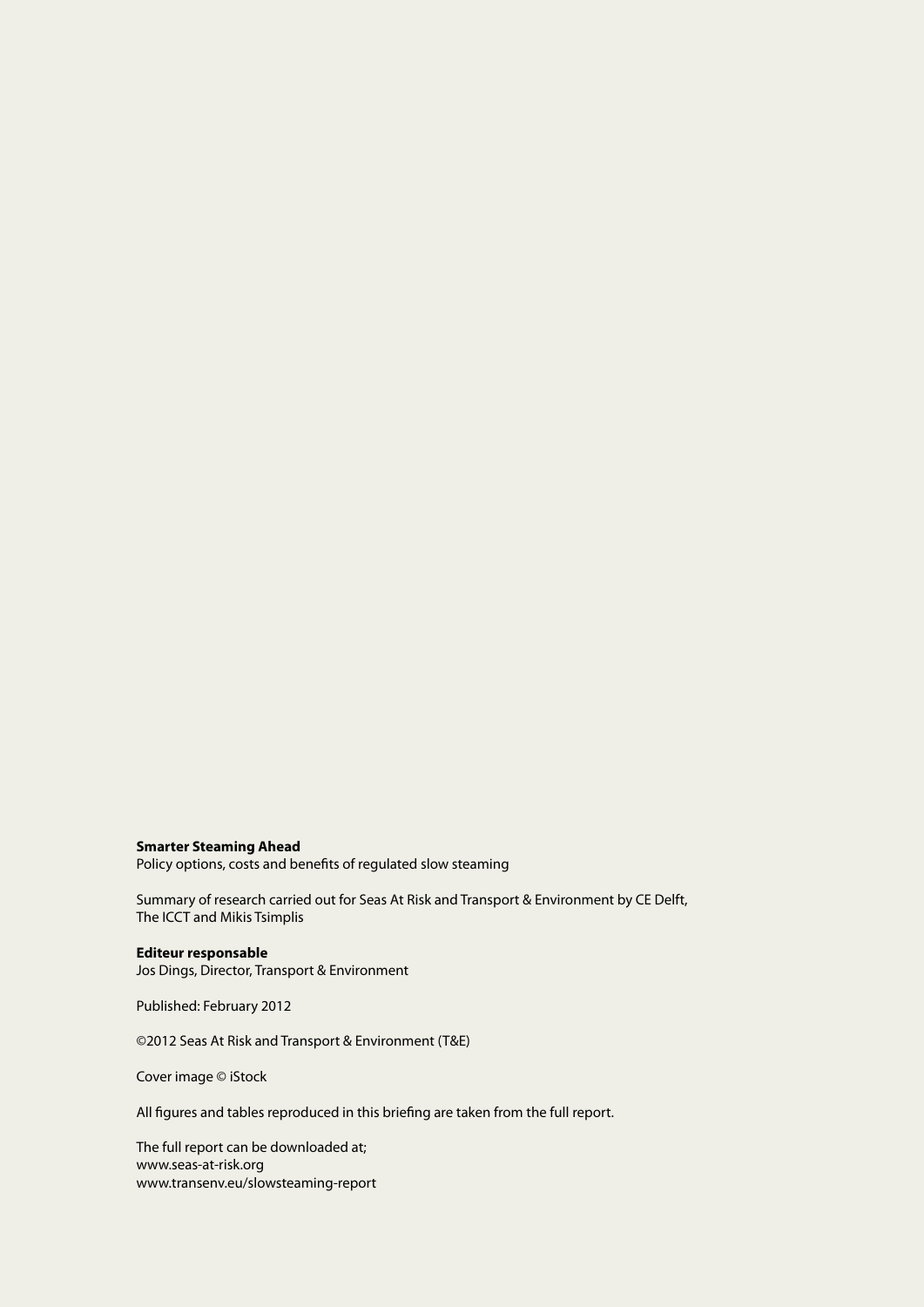**Smarter Steaming Ahead**
Policy options, costs and benefits of regulated slow steaming

Summary of research carried out for Seas At Risk and Transport & Environment by CE Delft, The ICCT and Mikis Tsimplis

**Editeur responsable**
Jos Dings, Director, Transport & Environment

Published: February 2012

©2012 Seas At Risk and Transport & Environment (T&E)

Cover image © iStock

All figures and tables reproduced in this briefing are taken from the full report.

The full report can be downloaded at;
www.seas-at-risk.org
www.transenv.eu/slowsteaming-report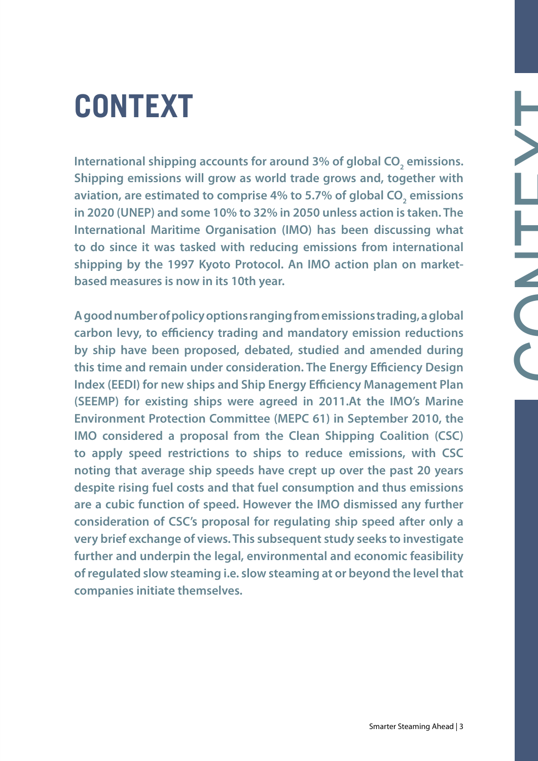# CONTEXT

**International shipping accounts for around 3% of global $CO_2$ emissions. Shipping emissions will grow as world trade grows and, together with aviation, are estimated to comprise 4% to 5.7% of global $CO_2$ emissions in 2020 (UNEP) and some 10% to 32% in 2050 unless action is taken. The International Maritime Organisation (IMO) has been discussing what to do since it was tasked with reducing emissions from international shipping by the 1997 Kyoto Protocol. An IMO action plan on market-based measures is now in its 10th year.**

**A good number of policy options ranging from emissions trading, a global carbon levy, to efficiency trading and mandatory emission reductions by ship have been proposed, debated, studied and amended during this time and remain under consideration. The Energy Efficiency Design Index (EEDI) for new ships and Ship Energy Efficiency Management Plan (SEEMP) for existing ships were agreed in 2011.At the IMO's Marine Environment Protection Committee (MEPC 61) in September 2010, the IMO considered a proposal from the Clean Shipping Coalition (CSC) to apply speed restrictions to ships to reduce emissions, with CSC noting that average ship speeds have crept up over the past 20 years despite rising fuel costs and that fuel consumption and thus emissions are a cubic function of speed. However the IMO dismissed any further consideration of CSC's proposal for regulating ship speed after only a very brief exchange of views. This subsequent study seeks to investigate further and underpin the legal, environmental and economic feasibility of regulated slow steaming i.e. slow steaming at or beyond the level that companies initiate themselves.**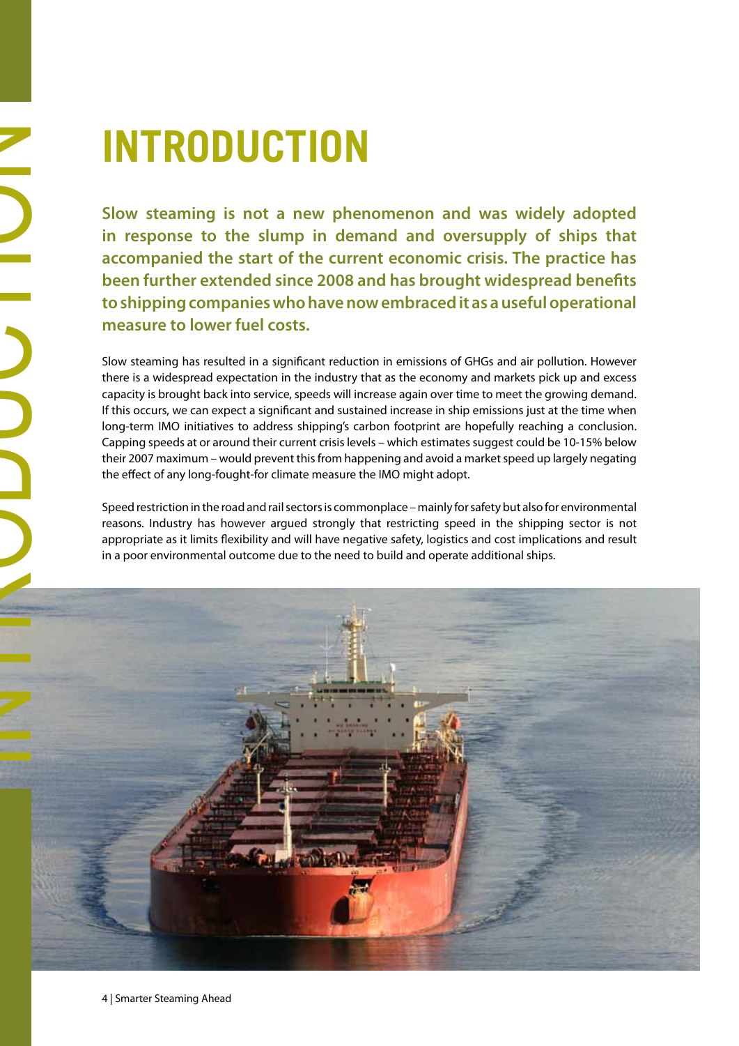# INTRODUCTION

**Slow steaming is not a new phenomenon and was widely adopted in response to the slump in demand and oversupply of ships that accompanied the start of the current economic crisis. The practice has been further extended since 2008 and has brought widespread benefits to shipping companies who have now embraced it as a useful operational measure to lower fuel costs.**

Slow steaming has resulted in a significant reduction in emissions of GHGs and air pollution. However there is a widespread expectation in the industry that as the economy and markets pick up and excess capacity is brought back into service, speeds will increase again over time to meet the growing demand. If this occurs, we can expect a significant and sustained increase in ship emissions just at the time when long-term IMO initiatives to address shipping's carbon footprint are hopefully reaching a conclusion. Capping speeds at or around their current crisis levels – which estimates suggest could be 10-15% below their 2007 maximum – would prevent this from happening and avoid a market speed up largely negating the effect of any long-fought-for climate measure the IMO might adopt.

Speed restriction in the road and rail sectors is commonplace – mainly for safety but also for environmental reasons. Industry has however argued strongly that restricting speed in the shipping sector is not appropriate as it limits flexibility and will have negative safety, logistics and cost implications and result in a poor environmental outcome due to the need to build and operate additional ships.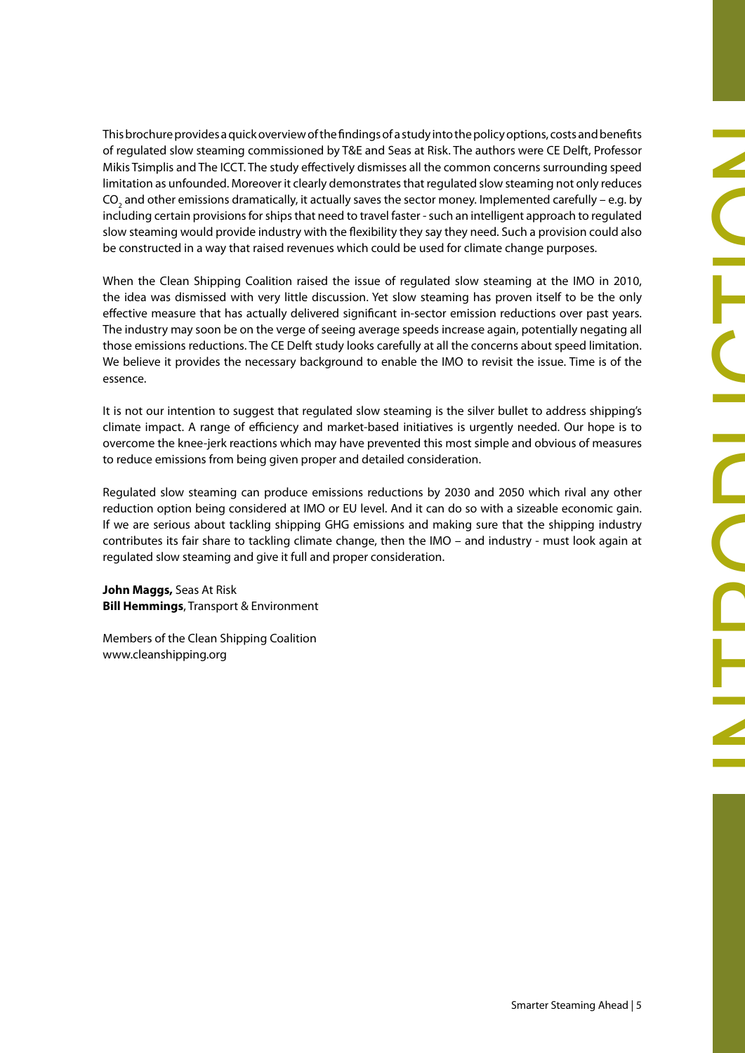# INTRODUCTION

This brochure provides a quick overview of the findings of a study into the policy options, costs and benefits of regulated slow steaming commissioned by T&E and Seas at Risk. The authors were CE Delft, Professor Mikis Tsimplis and The ICCT. The study effectively dismisses all the common concerns surrounding speed limitation as unfounded. Moreover it clearly demonstrates that regulated slow steaming not only reduces $CO_2$ and other emissions dramatically, it actually saves the sector money. Implemented carefully – e.g. by including certain provisions for ships that need to travel faster - such an intelligent approach to regulated slow steaming would provide industry with the flexibility they say they need. Such a provision could also be constructed in a way that raised revenues which could be used for climate change purposes.

When the Clean Shipping Coalition raised the issue of regulated slow steaming at the IMO in 2010, the idea was dismissed with very little discussion. Yet slow steaming has proven itself to be the only effective measure that has actually delivered significant in-sector emission reductions over past years. The industry may soon be on the verge of seeing average speeds increase again, potentially negating all those emissions reductions. The CE Delft study looks carefully at all the concerns about speed limitation. We believe it provides the necessary background to enable the IMO to revisit the issue. Time is of the essence.

It is not our intention to suggest that regulated slow steaming is the silver bullet to address shipping's climate impact. A range of efficiency and market-based initiatives is urgently needed. Our hope is to overcome the knee-jerk reactions which may have prevented this most simple and obvious of measures to reduce emissions from being given proper and detailed consideration.

Regulated slow steaming can produce emissions reductions by 2030 and 2050 which rival any other reduction option being considered at IMO or EU level. And it can do so with a sizeable economic gain. If we are serious about tackling shipping GHG emissions and making sure that the shipping industry contributes its fair share to tackling climate change, then the IMO – and industry - must look again at regulated slow steaming and give it full and proper consideration.

**John Maggs,** Seas At Risk
**Bill Hemmings**, Transport & Environment

Members of the Clean Shipping Coalition
www.cleanshipping.org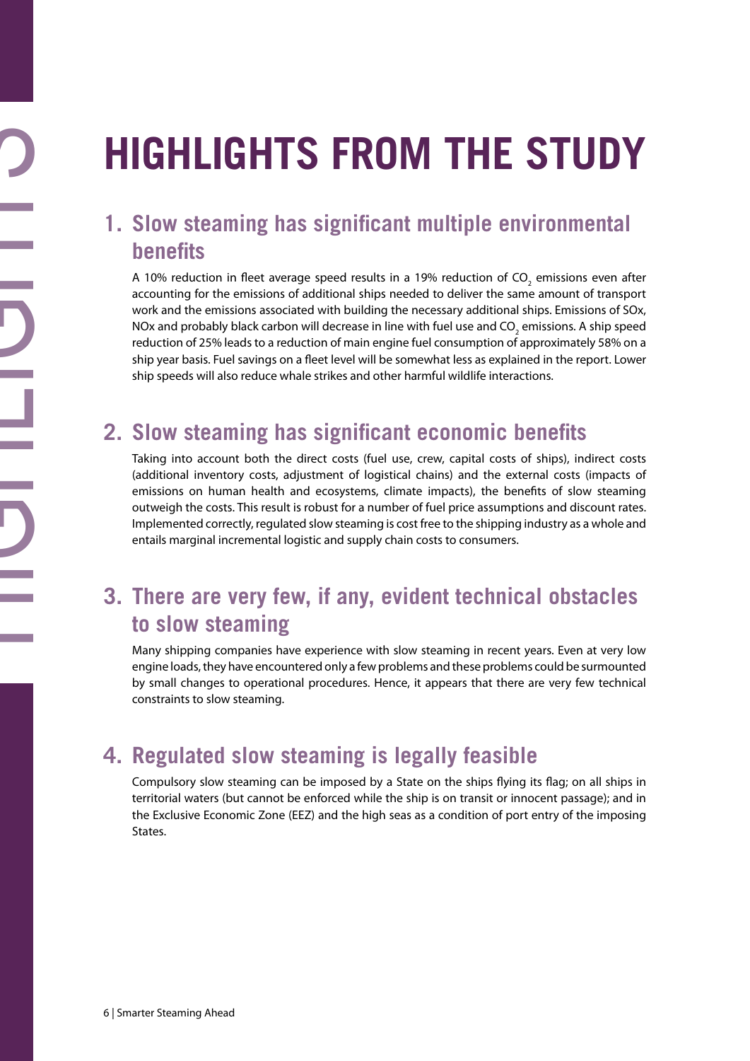# HIGHLIGHTS FROM THE STUDY

## 1. Slow steaming has significant multiple environmental benefits

A 10% reduction in fleet average speed results in a 19% reduction of $CO_2$ emissions even after accounting for the emissions of additional ships needed to deliver the same amount of transport work and the emissions associated with building the necessary additional ships. Emissions of SOx, NOx and probably black carbon will decrease in line with fuel use and $CO_2$ emissions. A ship speed reduction of 25% leads to a reduction of main engine fuel consumption of approximately 58% on a ship year basis. Fuel savings on a fleet level will be somewhat less as explained in the report. Lower ship speeds will also reduce whale strikes and other harmful wildlife interactions.

## 2. Slow steaming has significant economic benefits

Taking into account both the direct costs (fuel use, crew, capital costs of ships), indirect costs (additional inventory costs, adjustment of logistical chains) and the external costs (impacts of emissions on human health and ecosystems, climate impacts), the benefits of slow steaming outweigh the costs. This result is robust for a number of fuel price assumptions and discount rates. Implemented correctly, regulated slow steaming is cost free to the shipping industry as a whole and entails marginal incremental logistic and supply chain costs to consumers.

## 3. There are very few, if any, evident technical obstacles to slow steaming

Many shipping companies have experience with slow steaming in recent years. Even at very low engine loads, they have encountered only a few problems and these problems could be surmounted by small changes to operational procedures. Hence, it appears that there are very few technical constraints to slow steaming.

## 4. Regulated slow steaming is legally feasible

Compulsory slow steaming can be imposed by a State on the ships flying its flag; on all ships in territorial waters (but cannot be enforced while the ship is on transit or innocent passage); and in the Exclusive Economic Zone (EEZ) and the high seas as a condition of port entry of the imposing States.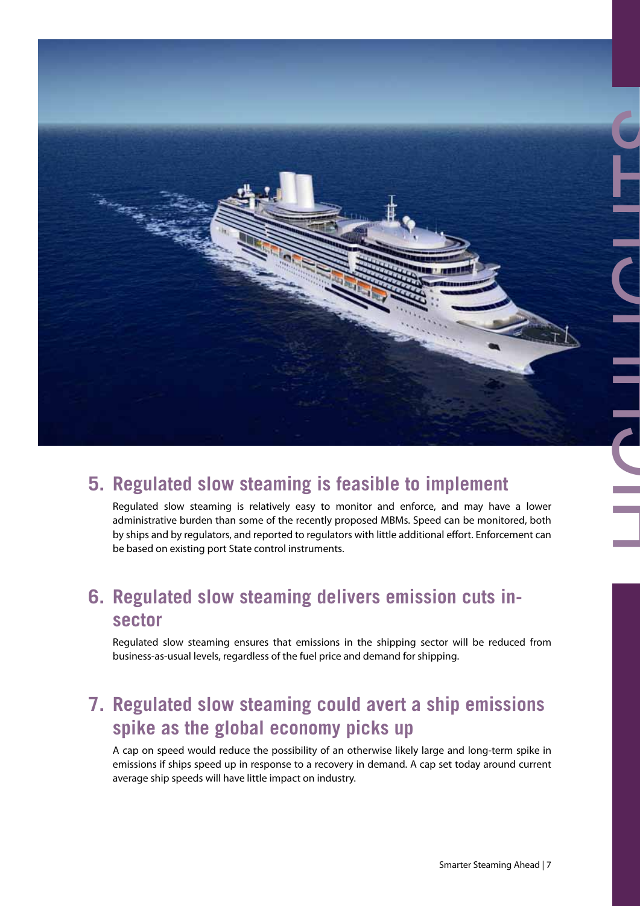## 5. Regulated slow steaming is feasible to implement

Regulated slow steaming is relatively easy to monitor and enforce, and may have a lower administrative burden than some of the recently proposed MBMs. Speed can be monitored, both by ships and by regulators, and reported to regulators with little additional effort. Enforcement can be based on existing port State control instruments.

## 6. Regulated slow steaming delivers emission cuts in-sector

Regulated slow steaming ensures that emissions in the shipping sector will be reduced from business-as-usual levels, regardless of the fuel price and demand for shipping.

## 7. Regulated slow steaming could avert a ship emissions spike as the global economy picks up

A cap on speed would reduce the possibility of an otherwise likely large and long-term spike in emissions if ships speed up in response to a recovery in demand. A cap set today around current average ship speeds will have little impact on industry.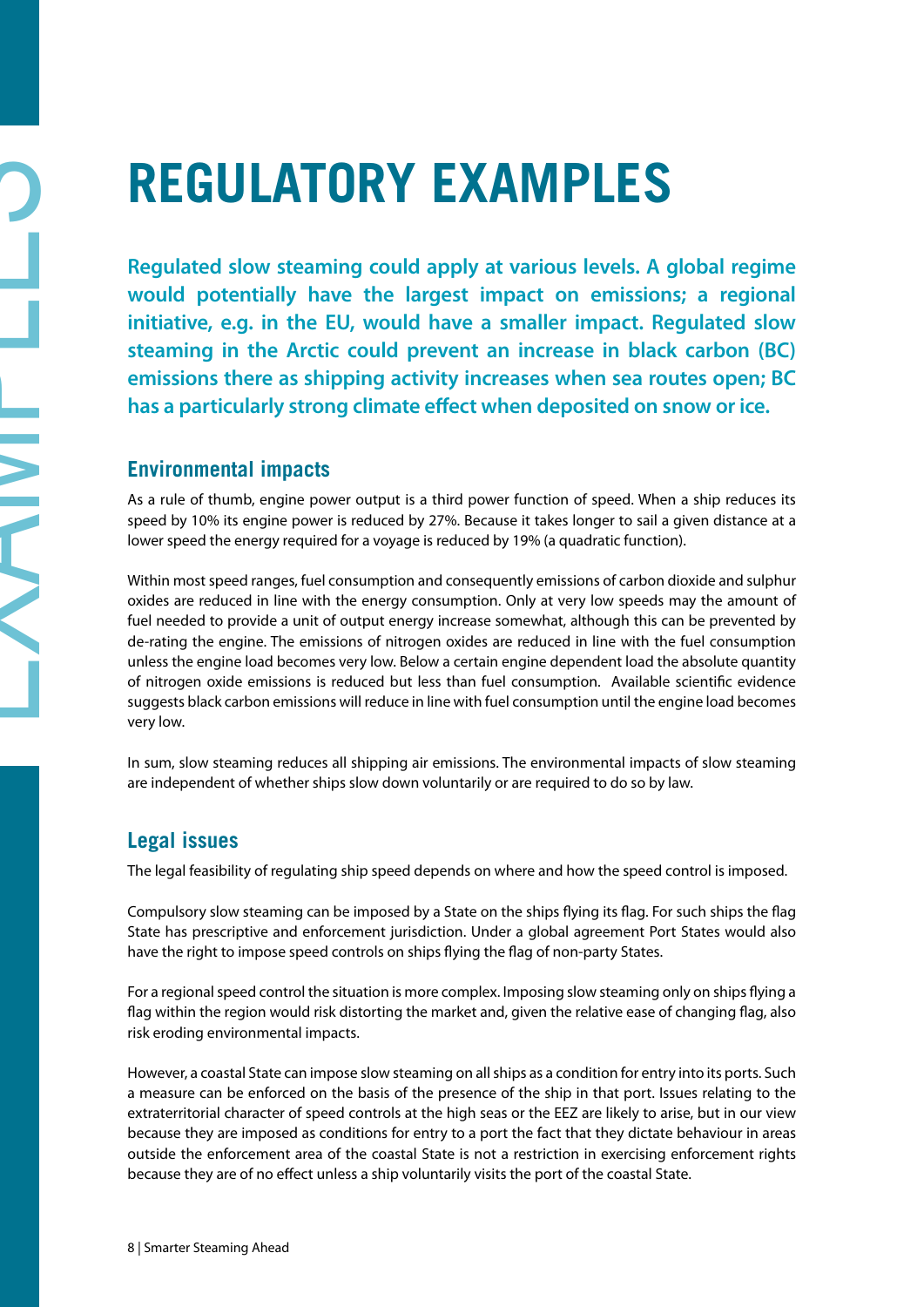# REGULATORY EXAMPLES

**Regulated slow steaming could apply at various levels. A global regime would potentially have the largest impact on emissions; a regional initiative, e.g. in the EU, would have a smaller impact. Regulated slow steaming in the Arctic could prevent an increase in black carbon (BC) emissions there as shipping activity increases when sea routes open; BC has a particularly strong climate effect when deposited on snow or ice.**

## Environmental impacts

As a rule of thumb, engine power output is a third power function of speed. When a ship reduces its speed by 10% its engine power is reduced by 27%. Because it takes longer to sail a given distance at a lower speed the energy required for a voyage is reduced by 19% (a quadratic function).

Within most speed ranges, fuel consumption and consequently emissions of carbon dioxide and sulphur oxides are reduced in line with the energy consumption. Only at very low speeds may the amount of fuel needed to provide a unit of output energy increase somewhat, although this can be prevented by de-rating the engine. The emissions of nitrogen oxides are reduced in line with the fuel consumption unless the engine load becomes very low. Below a certain engine dependent load the absolute quantity of nitrogen oxide emissions is reduced but less than fuel consumption. Available scientific evidence suggests black carbon emissions will reduce in line with fuel consumption until the engine load becomes very low.

In sum, slow steaming reduces all shipping air emissions. The environmental impacts of slow steaming are independent of whether ships slow down voluntarily or are required to do so by law.

## Legal issues

The legal feasibility of regulating ship speed depends on where and how the speed control is imposed.

Compulsory slow steaming can be imposed by a State on the ships flying its flag. For such ships the flag State has prescriptive and enforcement jurisdiction. Under a global agreement Port States would also have the right to impose speed controls on ships flying the flag of non-party States.

For a regional speed control the situation is more complex. Imposing slow steaming only on ships flying a flag within the region would risk distorting the market and, given the relative ease of changing flag, also risk eroding environmental impacts.

However, a coastal State can impose slow steaming on all ships as a condition for entry into its ports. Such a measure can be enforced on the basis of the presence of the ship in that port. Issues relating to the extraterritorial character of speed controls at the high seas or the EEZ are likely to arise, but in our view because they are imposed as conditions for entry to a port the fact that they dictate behaviour in areas outside the enforcement area of the coastal State is not a restriction in exercising enforcement rights because they are of no effect unless a ship voluntarily visits the port of the coastal State.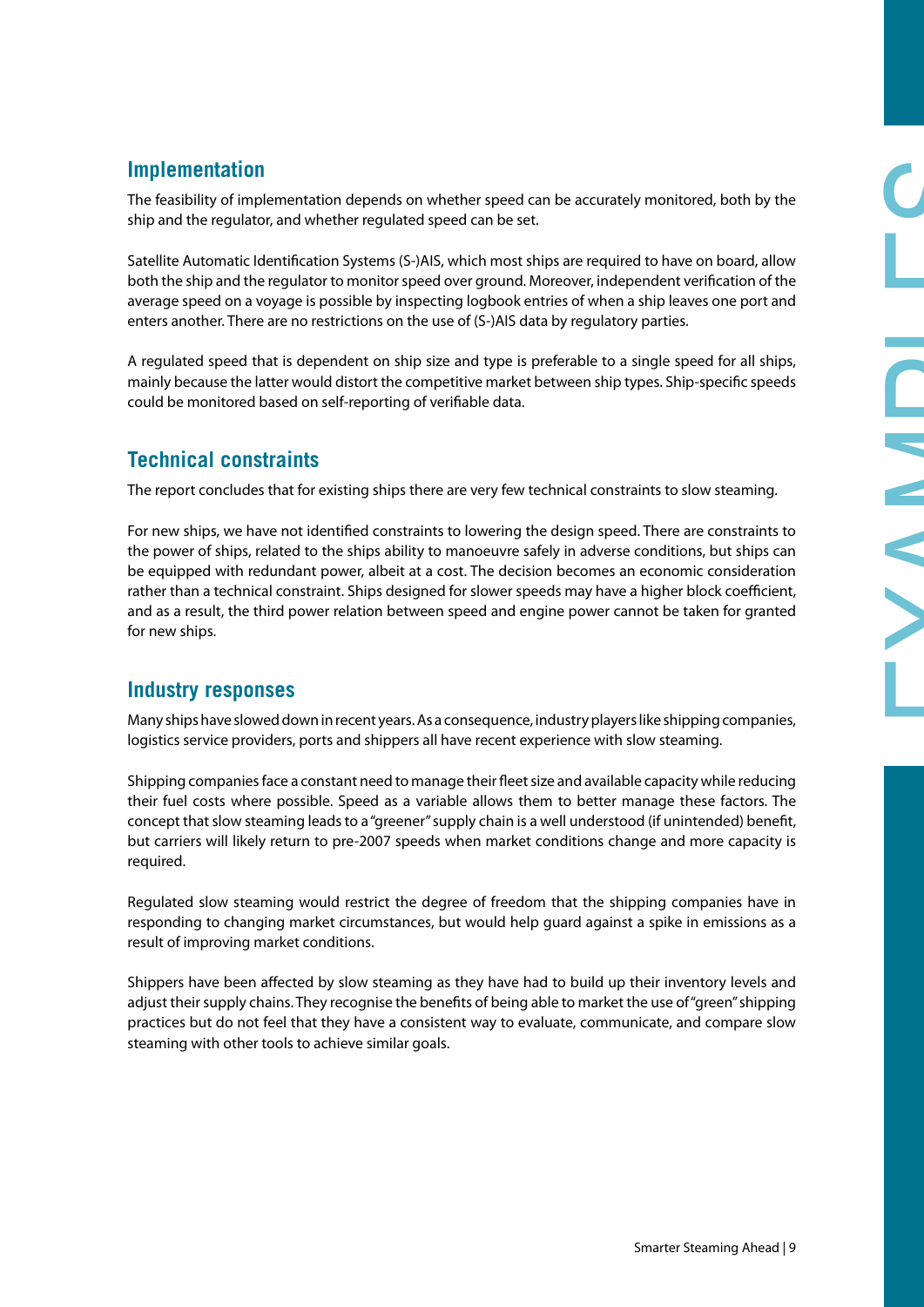## Implementation

The feasibility of implementation depends on whether speed can be accurately monitored, both by the ship and the regulator, and whether regulated speed can be set.

Satellite Automatic Identification Systems (S-)AIS, which most ships are required to have on board, allow both the ship and the regulator to monitor speed over ground. Moreover, independent verification of the average speed on a voyage is possible by inspecting logbook entries of when a ship leaves one port and enters another. There are no restrictions on the use of (S-)AIS data by regulatory parties.

A regulated speed that is dependent on ship size and type is preferable to a single speed for all ships, mainly because the latter would distort the competitive market between ship types. Ship-specific speeds could be monitored based on self-reporting of verifiable data.

## Technical constraints

The report concludes that for existing ships there are very few technical constraints to slow steaming.

For new ships, we have not identified constraints to lowering the design speed. There are constraints to the power of ships, related to the ships ability to manoeuvre safely in adverse conditions, but ships can be equipped with redundant power, albeit at a cost. The decision becomes an economic consideration rather than a technical constraint. Ships designed for slower speeds may have a higher block coefficient, and as a result, the third power relation between speed and engine power cannot be taken for granted for new ships.

## Industry responses

Many ships have slowed down in recent years. As a consequence, industry players like shipping companies, logistics service providers, ports and shippers all have recent experience with slow steaming.

Shipping companies face a constant need to manage their fleet size and available capacity while reducing their fuel costs where possible. Speed as a variable allows them to better manage these factors. The concept that slow steaming leads to a "greener" supply chain is a well understood (if unintended) benefit, but carriers will likely return to pre-2007 speeds when market conditions change and more capacity is required.

Regulated slow steaming would restrict the degree of freedom that the shipping companies have in responding to changing market circumstances, but would help guard against a spike in emissions as a result of improving market conditions.

Shippers have been affected by slow steaming as they have had to build up their inventory levels and adjust their supply chains. They recognise the benefits of being able to market the use of "green" shipping practices but do not feel that they have a consistent way to evaluate, communicate, and compare slow steaming with other tools to achieve similar goals.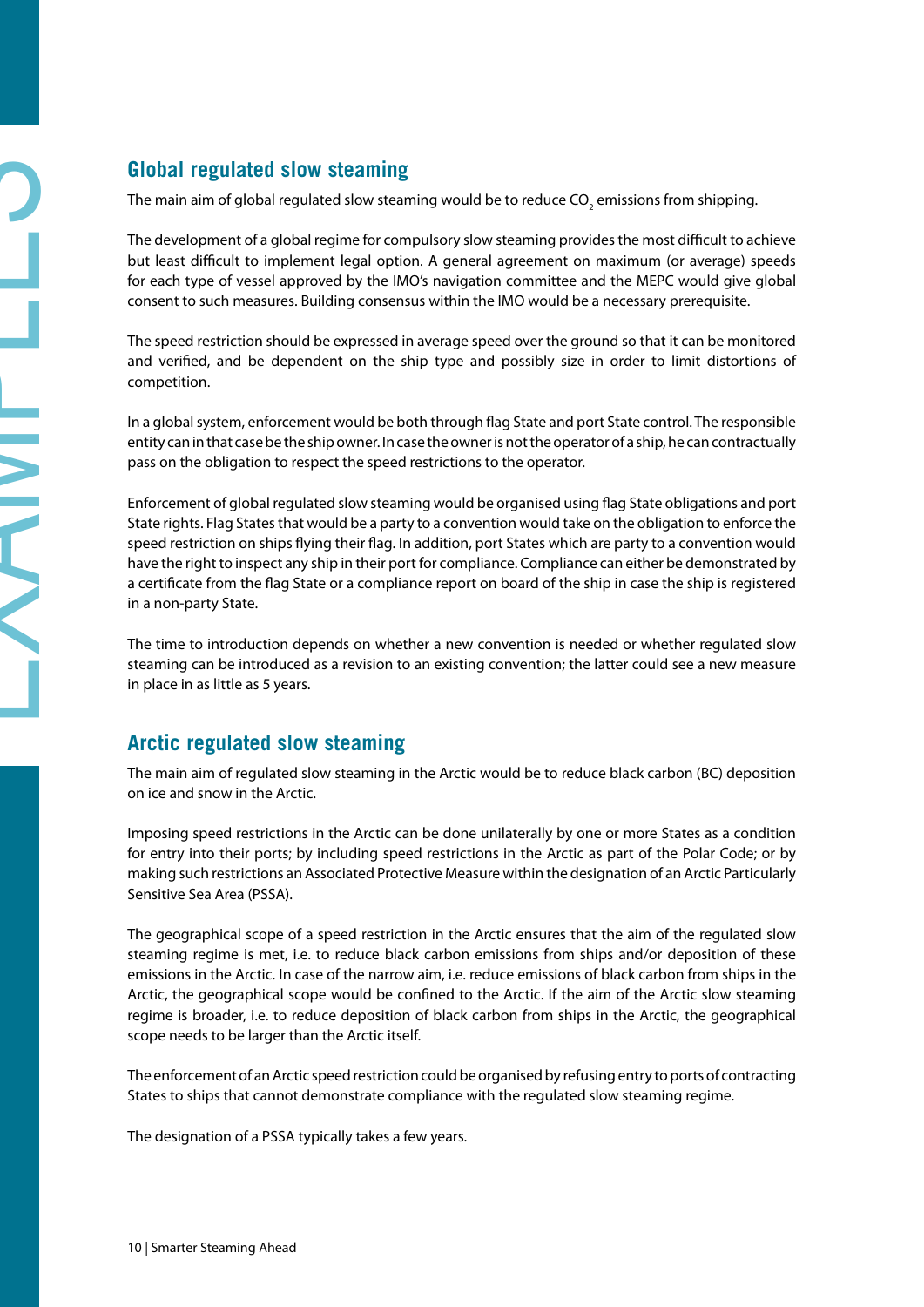## Global regulated slow steaming

The main aim of global regulated slow steaming would be to reduce $CO_2$ emissions from shipping.

The development of a global regime for compulsory slow steaming provides the most difficult to achieve but least difficult to implement legal option. A general agreement on maximum (or average) speeds for each type of vessel approved by the IMO's navigation committee and the MEPC would give global consent to such measures. Building consensus within the IMO would be a necessary prerequisite.

The speed restriction should be expressed in average speed over the ground so that it can be monitored and verified, and be dependent on the ship type and possibly size in order to limit distortions of competition.

In a global system, enforcement would be both through flag State and port State control. The responsible entity can in that case be the ship owner. In case the owner is not the operator of a ship, he can contractually pass on the obligation to respect the speed restrictions to the operator.

Enforcement of global regulated slow steaming would be organised using flag State obligations and port State rights. Flag States that would be a party to a convention would take on the obligation to enforce the speed restriction on ships flying their flag. In addition, port States which are party to a convention would have the right to inspect any ship in their port for compliance. Compliance can either be demonstrated by a certificate from the flag State or a compliance report on board of the ship in case the ship is registered in a non-party State.

The time to introduction depends on whether a new convention is needed or whether regulated slow steaming can be introduced as a revision to an existing convention; the latter could see a new measure in place in as little as 5 years.

## Arctic regulated slow steaming

The main aim of regulated slow steaming in the Arctic would be to reduce black carbon (BC) deposition on ice and snow in the Arctic.

Imposing speed restrictions in the Arctic can be done unilaterally by one or more States as a condition for entry into their ports; by including speed restrictions in the Arctic as part of the Polar Code; or by making such restrictions an Associated Protective Measure within the designation of an Arctic Particularly Sensitive Sea Area (PSSA).

The geographical scope of a speed restriction in the Arctic ensures that the aim of the regulated slow steaming regime is met, i.e. to reduce black carbon emissions from ships and/or deposition of these emissions in the Arctic. In case of the narrow aim, i.e. reduce emissions of black carbon from ships in the Arctic, the geographical scope would be confined to the Arctic. If the aim of the Arctic slow steaming regime is broader, i.e. to reduce deposition of black carbon from ships in the Arctic, the geographical scope needs to be larger than the Arctic itself.

The enforcement of an Arctic speed restriction could be organised by refusing entry to ports of contracting States to ships that cannot demonstrate compliance with the regulated slow steaming regime.

The designation of a PSSA typically takes a few years.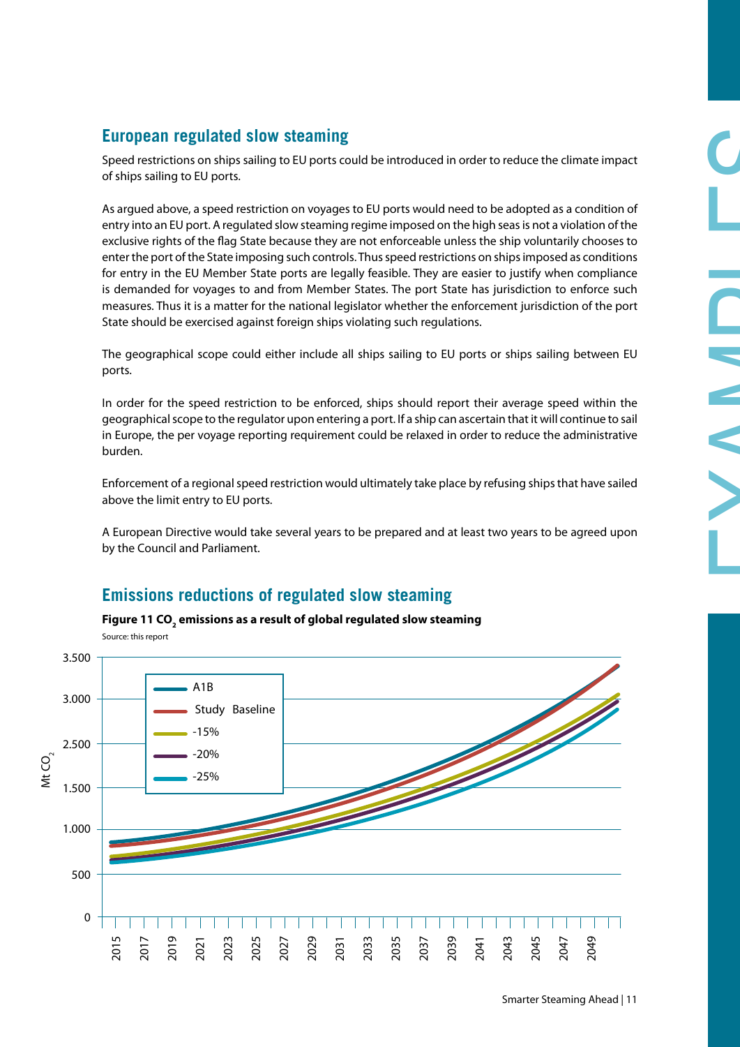## European regulated slow steaming

Speed restrictions on ships sailing to EU ports could be introduced in order to reduce the climate impact of ships sailing to EU ports.

As argued above, a speed restriction on voyages to EU ports would need to be adopted as a condition of entry into an EU port. A regulated slow steaming regime imposed on the high seas is not a violation of the exclusive rights of the flag State because they are not enforceable unless the ship voluntarily chooses to enter the port of the State imposing such controls. Thus speed restrictions on ships imposed as conditions for entry in the EU Member State ports are legally feasible. They are easier to justify when compliance is demanded for voyages to and from Member States. The port State has jurisdiction to enforce such measures. Thus it is a matter for the national legislator whether the enforcement jurisdiction of the port State should be exercised against foreign ships violating such regulations.

The geographical scope could either include all ships sailing to EU ports or ships sailing between EU ports.

In order for the speed restriction to be enforced, ships should report their average speed within the geographical scope to the regulator upon entering a port. If a ship can ascertain that it will continue to sail in Europe, the per voyage reporting requirement could be relaxed in order to reduce the administrative burden.

Enforcement of a regional speed restriction would ultimately take place by refusing ships that have sailed above the limit entry to EU ports.

A European Directive would take several years to be prepared and at least two years to be agreed upon by the Council and Parliament.

## Emissions reductions of regulated slow steaming

**Figure 11 $CO_2$ emissions as a result of global regulated slow steaming**

Source: this report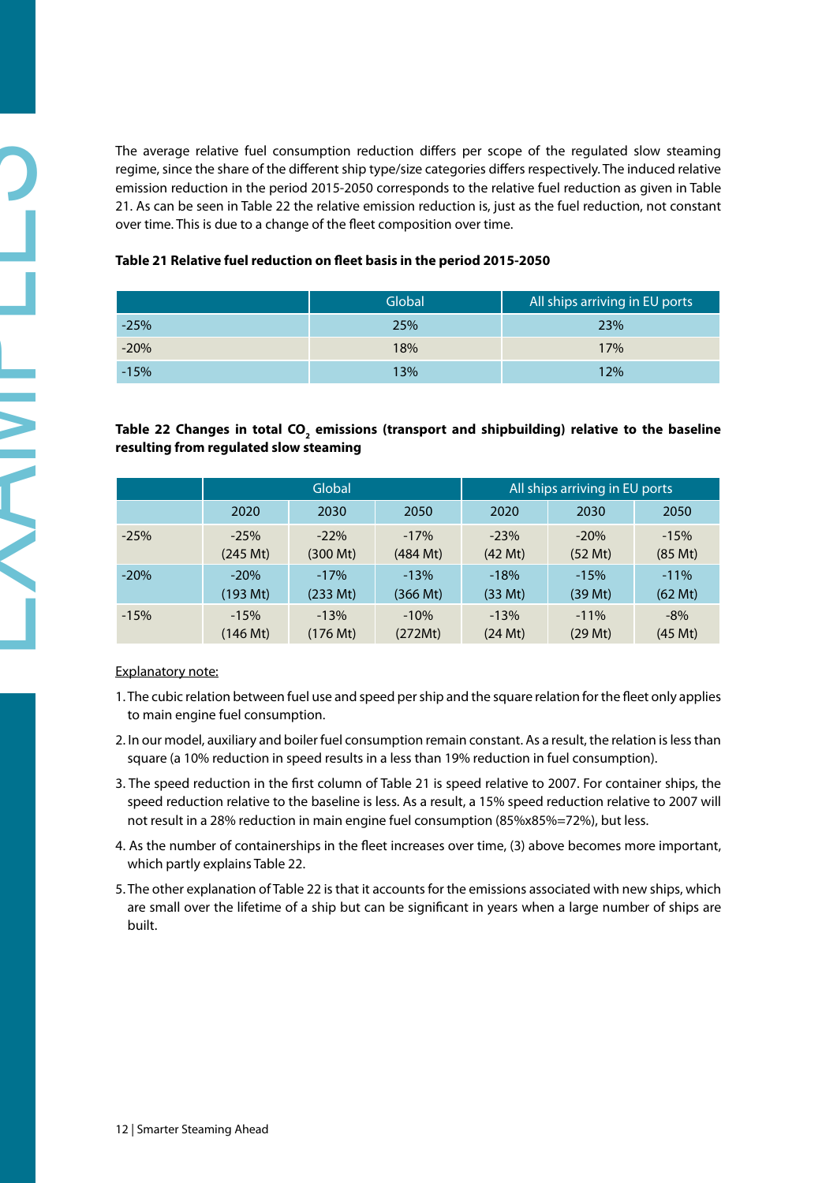The average relative fuel consumption reduction differs per scope of the regulated slow steaming regime, since the share of the different ship type/size categories differs respectively. The induced relative emission reduction in the period 2015-2050 corresponds to the relative fuel reduction as given in Table 21. As can be seen in Table 22 the relative emission reduction is, just as the fuel reduction, not constant over time. This is due to a change of the fleet composition over time.

**Table 21 Relative fuel reduction on fleet basis in the period 2015-2050**

| | Global | All ships arriving in EU ports |
|---|---|---|
| -25% | 25% | 23% |
| -20% | 18% | 17% |
| -15% | 13% | 12% |

**Table 22 Changes in total $CO_2$ emissions (transport and shipbuilding) relative to the baseline resulting from regulated slow steaming**

| | Global | | | All ships arriving in EU ports | | |
|---|---|---|---|---|---|---|
| | 2020 | 2030 | 2050 | 2020 | 2030 | 2050 |
| -25% | -25% (245 Mt) | -22% (300 Mt) | -17% (484 Mt) | -23% (42 Mt) | -20% (52 Mt) | -15% (85 Mt) |
| -20% | -20% (193 Mt) | -17% (233 Mt) | -13% (366 Mt) | -18% (33 Mt) | -15% (39 Mt) | -11% (62 Mt) |
| -15% | -15% (146 Mt) | -13% (176 Mt) | -10% (272Mt) | -13% (24 Mt) | -11% (29 Mt) | -8% (45 Mt) |

Explanatory note:

1. The cubic relation between fuel use and speed per ship and the square relation for the fleet only applies to main engine fuel consumption.
2. In our model, auxiliary and boiler fuel consumption remain constant. As a result, the relation is less than square (a 10% reduction in speed results in a less than 19% reduction in fuel consumption).
3. The speed reduction in the first column of Table 21 is speed relative to 2007. For container ships, the speed reduction relative to the baseline is less. As a result, a 15% speed reduction relative to 2007 will not result in a 28% reduction in main engine fuel consumption (85%x85%=72%), but less.
4. As the number of containerships in the fleet increases over time, (3) above becomes more important, which partly explains Table 22.
5. The other explanation of Table 22 is that it accounts for the emissions associated with new ships, which are small over the lifetime of a ship but can be significant in years when a large number of ships are built.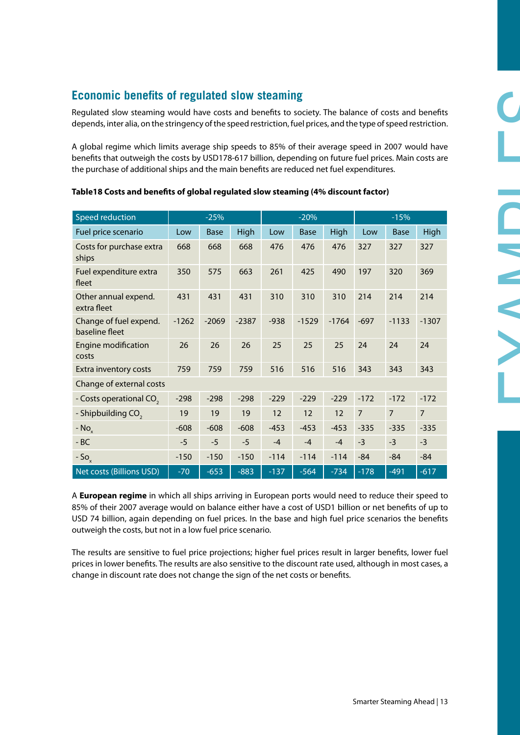## Economic benefits of regulated slow steaming

Regulated slow steaming would have costs and benefits to society. The balance of costs and benefits depends, inter alia, on the stringency of the speed restriction, fuel prices, and the type of speed restriction.

A global regime which limits average ship speeds to 85% of their average speed in 2007 would have benefits that outweigh the costs by USD178-617 billion, depending on future fuel prices. Main costs are the purchase of additional ships and the main benefits are reduced net fuel expenditures.

**Table18 Costs and benefits of global regulated slow steaming (4% discount factor)**

| Speed reduction | -25% | | | -20% | | | -15% | | |
|---|---|---|---|---|---|---|---|---|---|
| Fuel price scenario | Low | Base | High | Low | Base | High | Low | Base | High |
| Costs for purchase extra ships | 668 | 668 | 668 | 476 | 476 | 476 | 327 | 327 | 327 |
| Fuel expenditure extra fleet | 350 | 575 | 663 | 261 | 425 | 490 | 197 | 320 | 369 |
| Other annual expend. extra fleet | 431 | 431 | 431 | 310 | 310 | 310 | 214 | 214 | 214 |
| Change of fuel expend. baseline fleet | -1262 | -2069 | -2387 | -938 | -1529 | -1764 | -697 | -1133 | -1307 |
| Engine modification costs | 26 | 26 | 26 | 25 | 25 | 25 | 24 | 24 | 24 |
| Extra inventory costs | 759 | 759 | 759 | 516 | 516 | 516 | 343 | 343 | 343 |
| Change of external costs | | | | | | | | | |
| - Costs operational $CO_2$ | -298 | -298 | -298 | -229 | -229 | -229 | -172 | -172 | -172 |
| - Shipbuilding $CO_2$ | 19 | 19 | 19 | 12 | 12 | 12 | 7 | 7 | 7 |
| - $No_x$ | -608 | -608 | -608 | -453 | -453 | -453 | -335 | -335 | -335 |
| - BC | -5 | -5 | -5 | -4 | -4 | -4 | -3 | -3 | -3 |
| - $So_x$ | -150 | -150 | -150 | -114 | -114 | -114 | -84 | -84 | -84 |
| Net costs (Billions USD) | -70 | -653 | -883 | -137 | -564 | -734 | -178 | -491 | -617 |

A **European regime** in which all ships arriving in European ports would need to reduce their speed to 85% of their 2007 average would on balance either have a cost of USD1 billion or net benefits of up to USD 74 billion, again depending on fuel prices. In the base and high fuel price scenarios the benefits outweigh the costs, but not in a low fuel price scenario.

The results are sensitive to fuel price projections; higher fuel prices result in larger benefits, lower fuel prices in lower benefits. The results are also sensitive to the discount rate used, although in most cases, a change in discount rate does not change the sign of the net costs or benefits.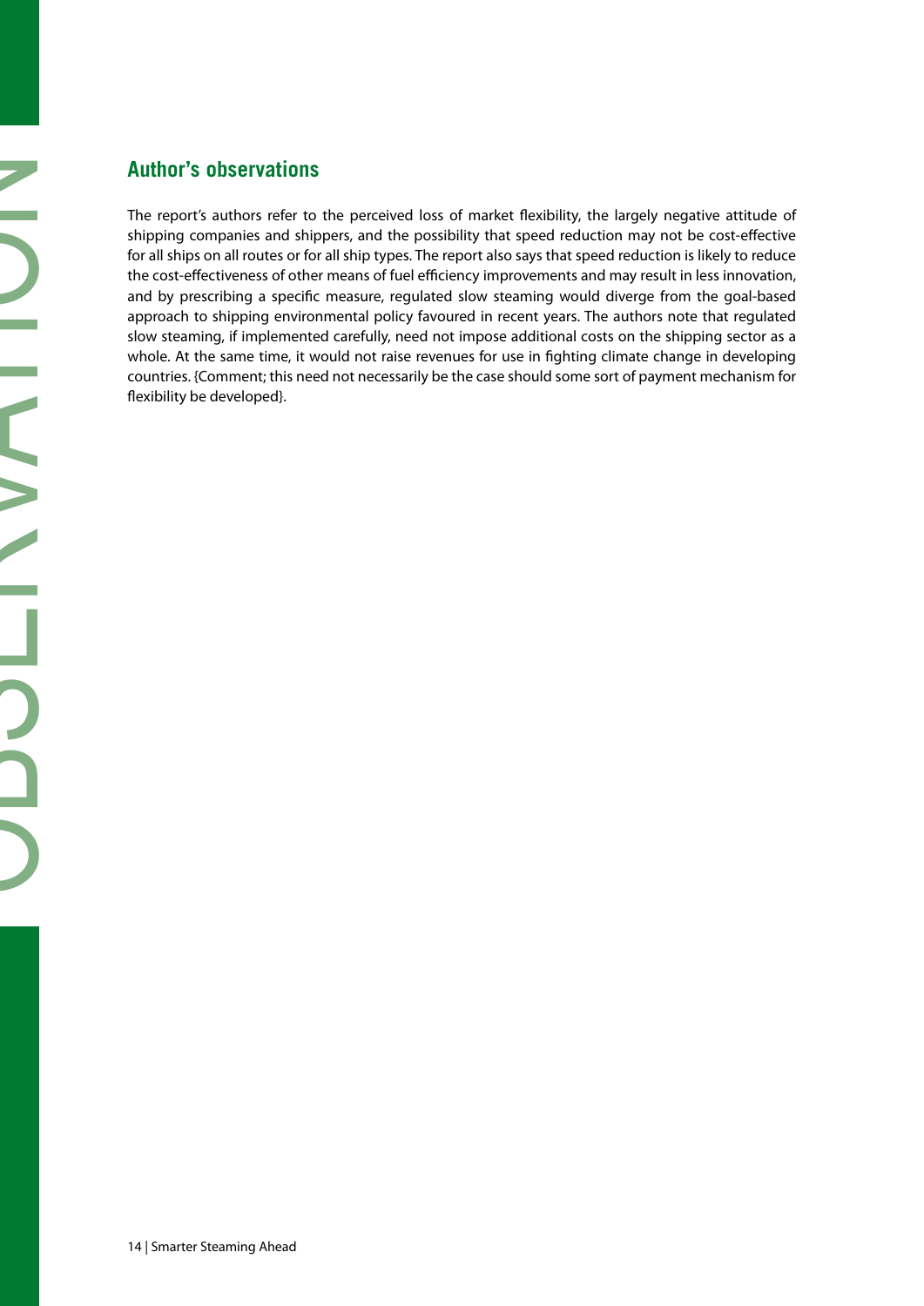## Author's observations

The report's authors refer to the perceived loss of market flexibility, the largely negative attitude of shipping companies and shippers, and the possibility that speed reduction may not be cost-effective for all ships on all routes or for all ship types. The report also says that speed reduction is likely to reduce the cost-effectiveness of other means of fuel efficiency improvements and may result in less innovation, and by prescribing a specific measure, regulated slow steaming would diverge from the goal-based approach to shipping environmental policy favoured in recent years. The authors note that regulated slow steaming, if implemented carefully, need not impose additional costs on the shipping sector as a whole. At the same time, it would not raise revenues for use in fighting climate change in developing countries. {Comment; this need not necessarily be the case should some sort of payment mechanism for flexibility be developed}.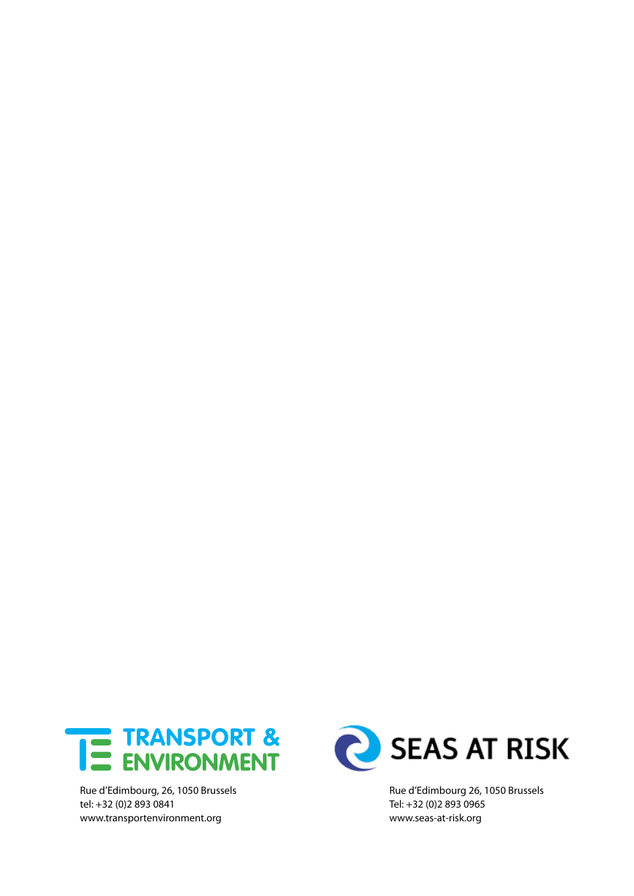TRANSPORT & ENVIRONMENT

Rue d'Edimbourg, 26, 1050 Brussels
tel: +32 (0)2 893 0841
www.transportenvironment.org

SEAS AT RISK

Rue d'Edimbourg 26, 1050 Brussels
Tel: +32 (0)2 893 0965
www.seas-at-risk.org